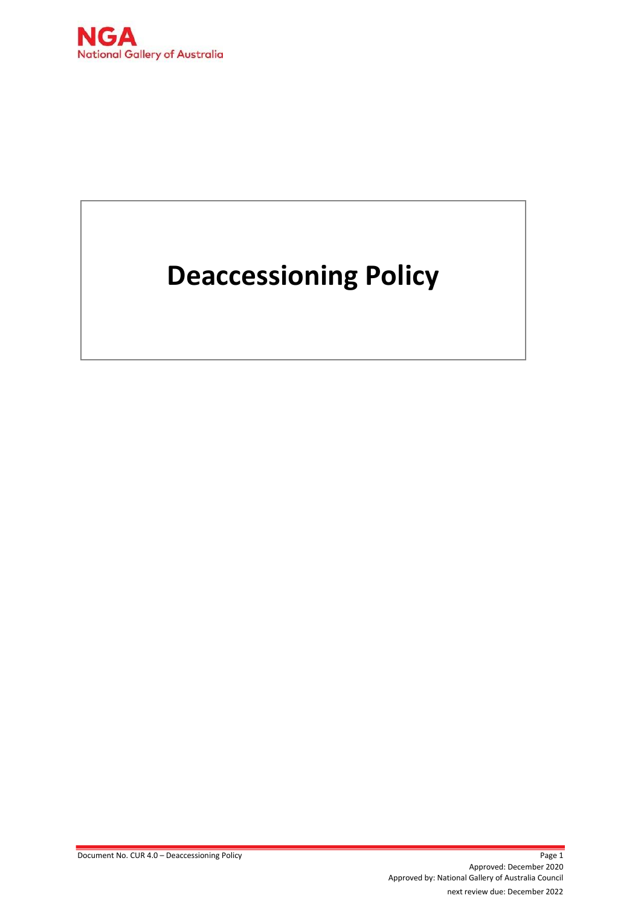**NGA**
National Gallery of Australia

# Deaccessioning Policy

Document No. CUR 4.0 – Deaccessioning Policy

Approved: December 2020

Approved by: National Gallery of Australia Council

next review due: December 2022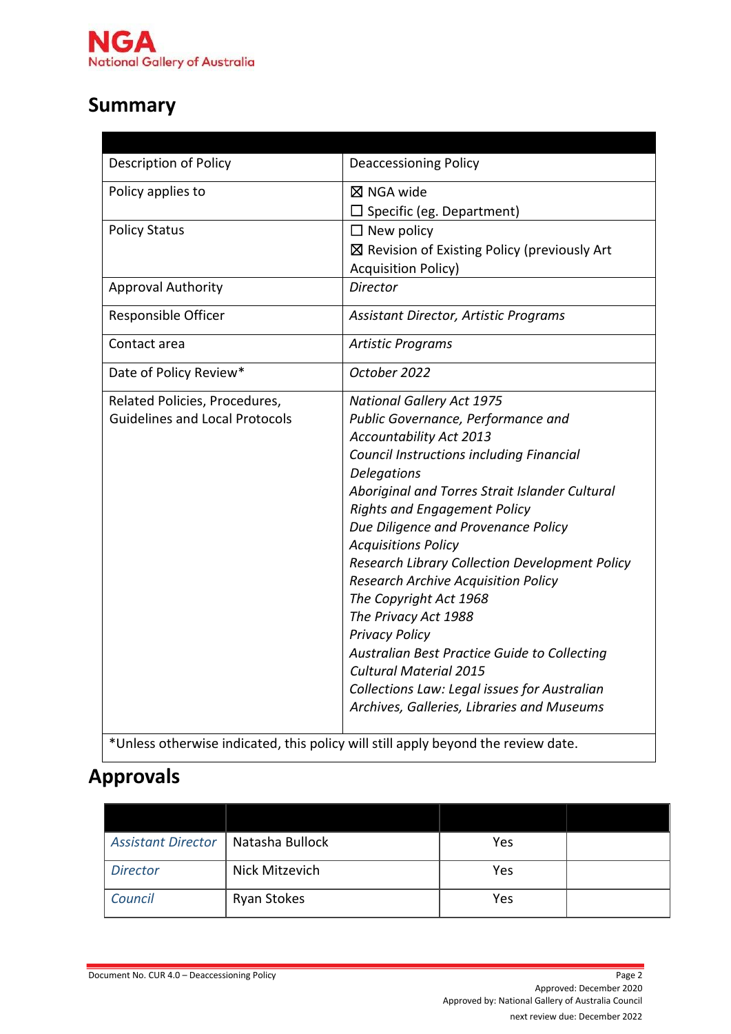## Summary

| | |
|---|---|
| Description of Policy | Deaccessioning Policy |
| Policy applies to | ☒ NGA wide<br>☐ Specific (eg. Department) |
| Policy Status | ☐ New policy<br>☒ Revision of Existing Policy (previously Art Acquisition Policy) |
| Approval Authority | *Director* |
| Responsible Officer | *Assistant Director, Artistic Programs* |
| Contact area | *Artistic Programs* |
| Date of Policy Review* | *October 2022* |
| Related Policies, Procedures, Guidelines and Local Protocols | *National Gallery Act 1975*<br>*Public Governance, Performance and Accountability Act 2013*<br>*Council Instructions including Financial Delegations*<br>*Aboriginal and Torres Strait Islander Cultural Rights and Engagement Policy*<br>*Due Diligence and Provenance Policy*<br>*Acquisitions Policy*<br>*Research Library Collection Development Policy*<br>*Research Archive Acquisition Policy*<br>*The Copyright Act 1968*<br>*The Privacy Act 1988*<br>*Privacy Policy*<br>*Australian Best Practice Guide to Collecting Cultural Material 2015*<br>*Collections Law: Legal issues for Australian Archives, Galleries, Libraries and Museums* |
| *Unless otherwise indicated, this policy will still apply beyond the review date. | |

## Approvals

| | | | |
|---|---|---|---|
| *Assistant Director* | Natasha Bullock | Yes | |
| *Director* | Nick Mitzevich | Yes | |
| *Council* | Ryan Stokes | Yes | |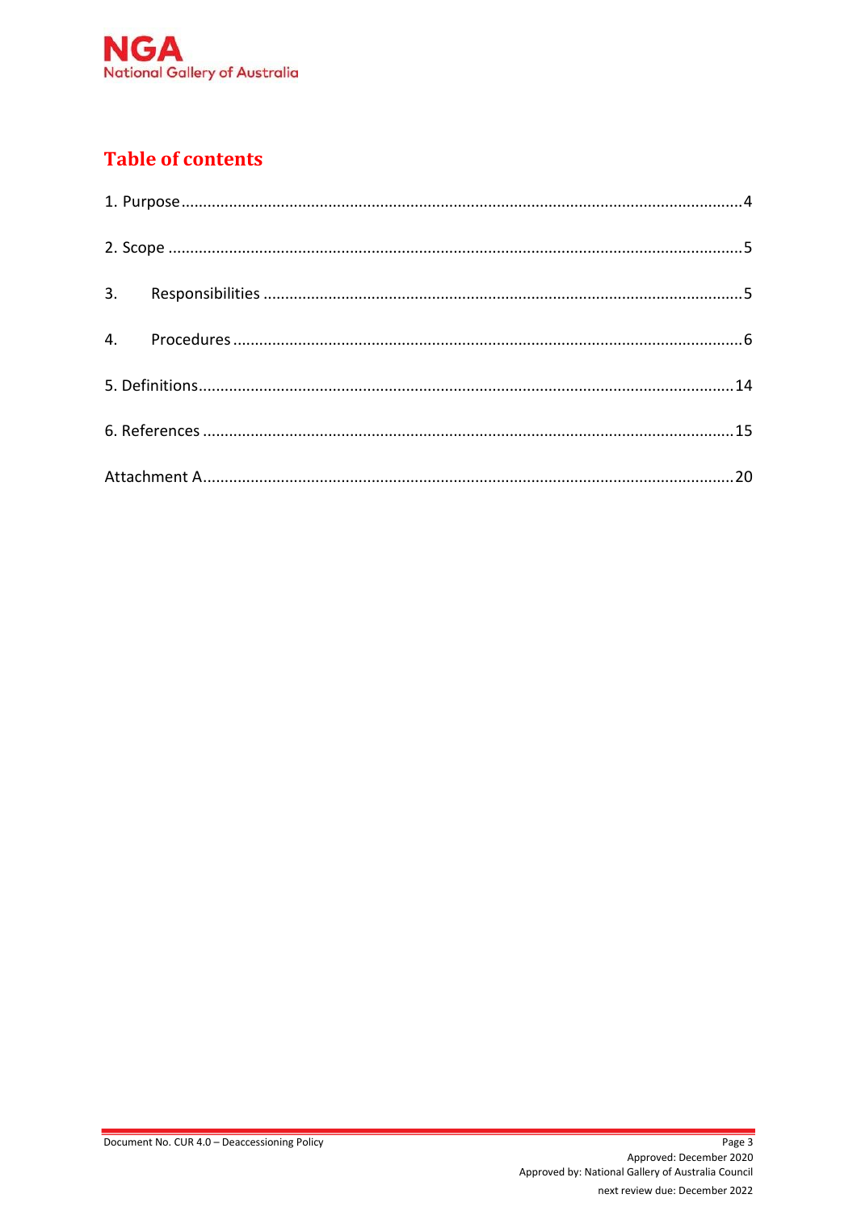## Table of contents

1. Purpose ..... 4

2. Scope ..... 5

3. Responsibilities ..... 5

4. Procedures ..... 6

5. Definitions ..... 14

6. References ..... 15

Attachment A ..... 20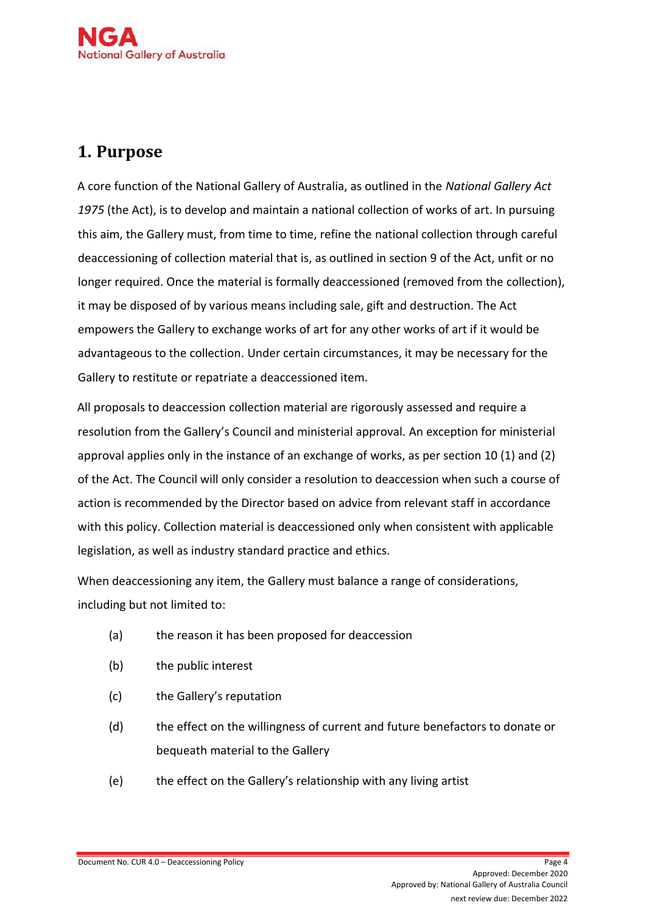# 1. Purpose

A core function of the National Gallery of Australia, as outlined in the *National Gallery Act 1975* (the Act), is to develop and maintain a national collection of works of art. In pursuing this aim, the Gallery must, from time to time, refine the national collection through careful deaccessioning of collection material that is, as outlined in section 9 of the Act, unfit or no longer required. Once the material is formally deaccessioned (removed from the collection), it may be disposed of by various means including sale, gift and destruction. The Act empowers the Gallery to exchange works of art for any other works of art if it would be advantageous to the collection. Under certain circumstances, it may be necessary for the Gallery to restitute or repatriate a deaccessioned item.

All proposals to deaccession collection material are rigorously assessed and require a resolution from the Gallery's Council and ministerial approval. An exception for ministerial approval applies only in the instance of an exchange of works, as per section 10 (1) and (2) of the Act. The Council will only consider a resolution to deaccession when such a course of action is recommended by the Director based on advice from relevant staff in accordance with this policy. Collection material is deaccessioned only when consistent with applicable legislation, as well as industry standard practice and ethics.

When deaccessioning any item, the Gallery must balance a range of considerations, including but not limited to:

(a) the reason it has been proposed for deaccession

(b) the public interest

(c) the Gallery's reputation

(d) the effect on the willingness of current and future benefactors to donate or bequeath material to the Gallery

(e) the effect on the Gallery's relationship with any living artist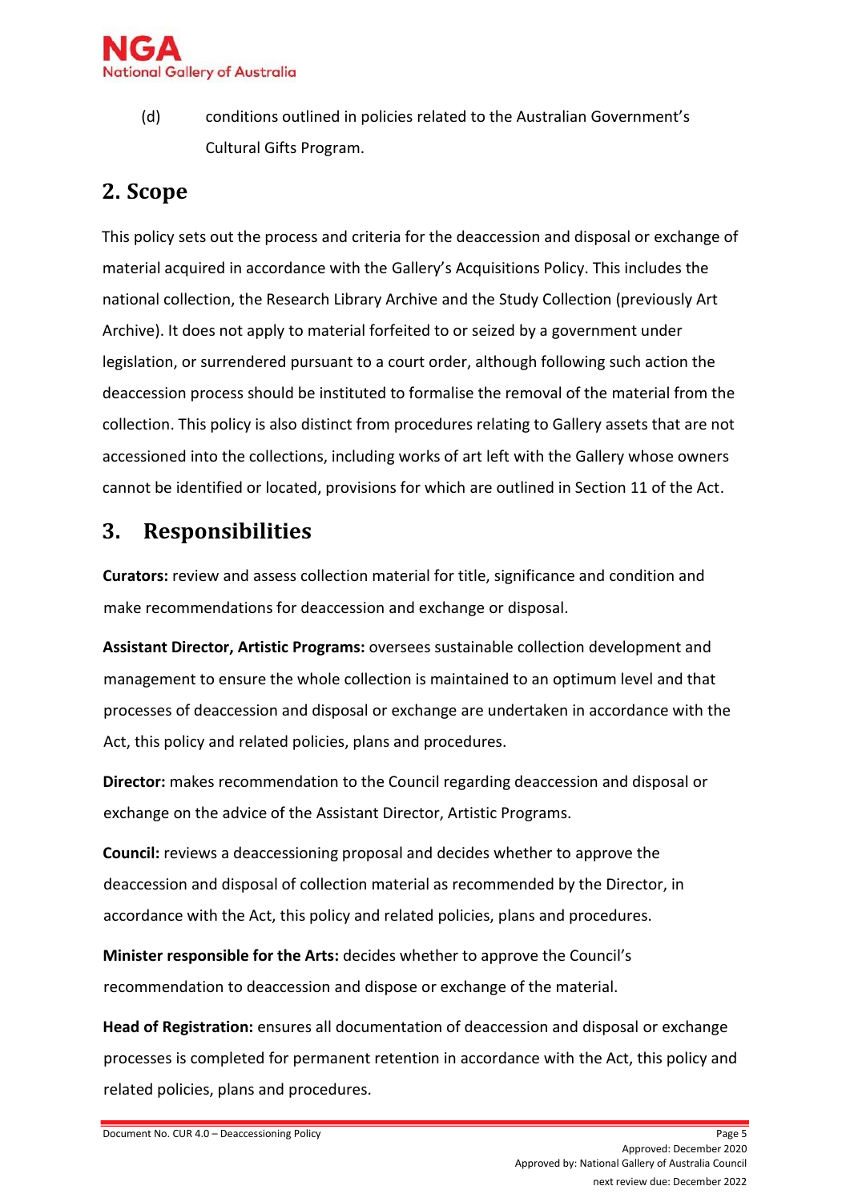(d) conditions outlined in policies related to the Australian Government's Cultural Gifts Program.

## 2. Scope

This policy sets out the process and criteria for the deaccession and disposal or exchange of material acquired in accordance with the Gallery's Acquisitions Policy. This includes the national collection, the Research Library Archive and the Study Collection (previously Art Archive). It does not apply to material forfeited to or seized by a government under legislation, or surrendered pursuant to a court order, although following such action the deaccession process should be instituted to formalise the removal of the material from the collection. This policy is also distinct from procedures relating to Gallery assets that are not accessioned into the collections, including works of art left with the Gallery whose owners cannot be identified or located, provisions for which are outlined in Section 11 of the Act.

## 3. Responsibilities

**Curators:** review and assess collection material for title, significance and condition and make recommendations for deaccession and exchange or disposal.

**Assistant Director, Artistic Programs:** oversees sustainable collection development and management to ensure the whole collection is maintained to an optimum level and that processes of deaccession and disposal or exchange are undertaken in accordance with the Act, this policy and related policies, plans and procedures.

**Director:** makes recommendation to the Council regarding deaccession and disposal or exchange on the advice of the Assistant Director, Artistic Programs.

**Council:** reviews a deaccessioning proposal and decides whether to approve the deaccession and disposal of collection material as recommended by the Director, in accordance with the Act, this policy and related policies, plans and procedures.

**Minister responsible for the Arts:** decides whether to approve the Council's recommendation to deaccession and dispose or exchange of the material.

**Head of Registration:** ensures all documentation of deaccession and disposal or exchange processes is completed for permanent retention in accordance with the Act, this policy and related policies, plans and procedures.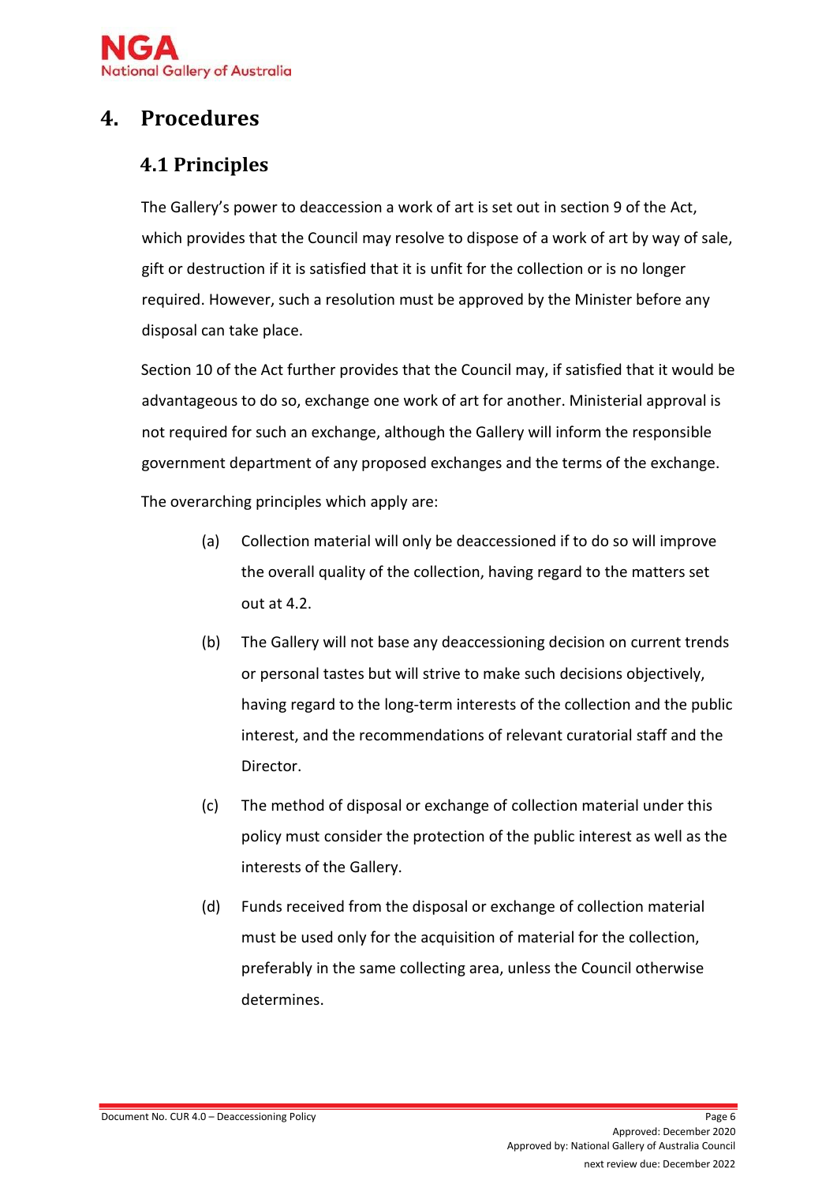# 4. Procedures

## 4.1 Principles

The Gallery's power to deaccession a work of art is set out in section 9 of the Act, which provides that the Council may resolve to dispose of a work of art by way of sale, gift or destruction if it is satisfied that it is unfit for the collection or is no longer required. However, such a resolution must be approved by the Minister before any disposal can take place.

Section 10 of the Act further provides that the Council may, if satisfied that it would be advantageous to do so, exchange one work of art for another. Ministerial approval is not required for such an exchange, although the Gallery will inform the responsible government department of any proposed exchanges and the terms of the exchange.

The overarching principles which apply are:

(a) Collection material will only be deaccessioned if to do so will improve the overall quality of the collection, having regard to the matters set out at 4.2.

(b) The Gallery will not base any deaccessioning decision on current trends or personal tastes but will strive to make such decisions objectively, having regard to the long-term interests of the collection and the public interest, and the recommendations of relevant curatorial staff and the Director.

(c) The method of disposal or exchange of collection material under this policy must consider the protection of the public interest as well as the interests of the Gallery.

(d) Funds received from the disposal or exchange of collection material must be used only for the acquisition of material for the collection, preferably in the same collecting area, unless the Council otherwise determines.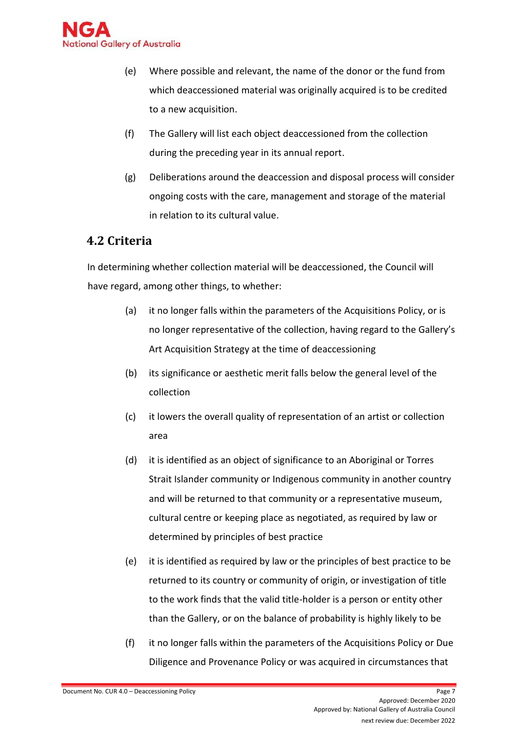(e) Where possible and relevant, the name of the donor or the fund from which deaccessioned material was originally acquired is to be credited to a new acquisition.

(f) The Gallery will list each object deaccessioned from the collection during the preceding year in its annual report.

(g) Deliberations around the deaccession and disposal process will consider ongoing costs with the care, management and storage of the material in relation to its cultural value.

## 4.2 Criteria

In determining whether collection material will be deaccessioned, the Council will have regard, among other things, to whether:

(a) it no longer falls within the parameters of the Acquisitions Policy, or is no longer representative of the collection, having regard to the Gallery's Art Acquisition Strategy at the time of deaccessioning

(b) its significance or aesthetic merit falls below the general level of the collection

(c) it lowers the overall quality of representation of an artist or collection area

(d) it is identified as an object of significance to an Aboriginal or Torres Strait Islander community or Indigenous community in another country and will be returned to that community or a representative museum, cultural centre or keeping place as negotiated, as required by law or determined by principles of best practice

(e) it is identified as required by law or the principles of best practice to be returned to its country or community of origin, or investigation of title to the work finds that the valid title-holder is a person or entity other than the Gallery, or on the balance of probability is highly likely to be

(f) it no longer falls within the parameters of the Acquisitions Policy or Due Diligence and Provenance Policy or was acquired in circumstances that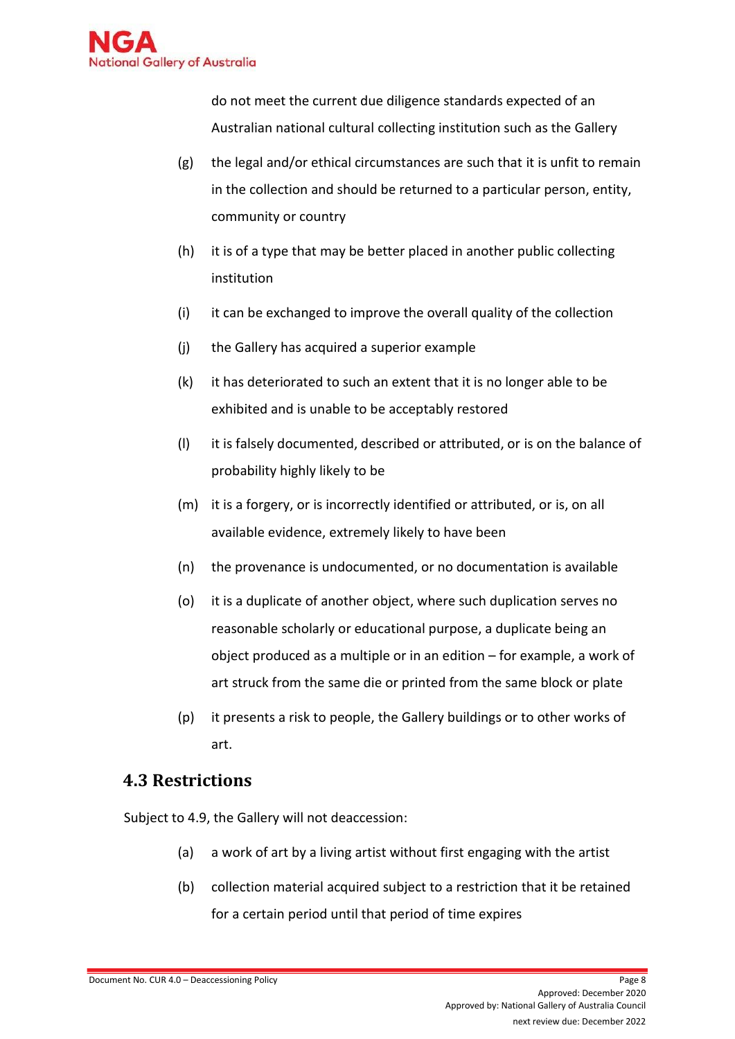do not meet the current due diligence standards expected of an Australian national cultural collecting institution such as the Gallery

(g) the legal and/or ethical circumstances are such that it is unfit to remain in the collection and should be returned to a particular person, entity, community or country

(h) it is of a type that may be better placed in another public collecting institution

(i) it can be exchanged to improve the overall quality of the collection

(j) the Gallery has acquired a superior example

(k) it has deteriorated to such an extent that it is no longer able to be exhibited and is unable to be acceptably restored

(l) it is falsely documented, described or attributed, or is on the balance of probability highly likely to be

(m) it is a forgery, or is incorrectly identified or attributed, or is, on all available evidence, extremely likely to have been

(n) the provenance is undocumented, or no documentation is available

(o) it is a duplicate of another object, where such duplication serves no reasonable scholarly or educational purpose, a duplicate being an object produced as a multiple or in an edition – for example, a work of art struck from the same die or printed from the same block or plate

(p) it presents a risk to people, the Gallery buildings or to other works of art.

## 4.3 Restrictions

Subject to 4.9, the Gallery will not deaccession:

(a) a work of art by a living artist without first engaging with the artist

(b) collection material acquired subject to a restriction that it be retained for a certain period until that period of time expires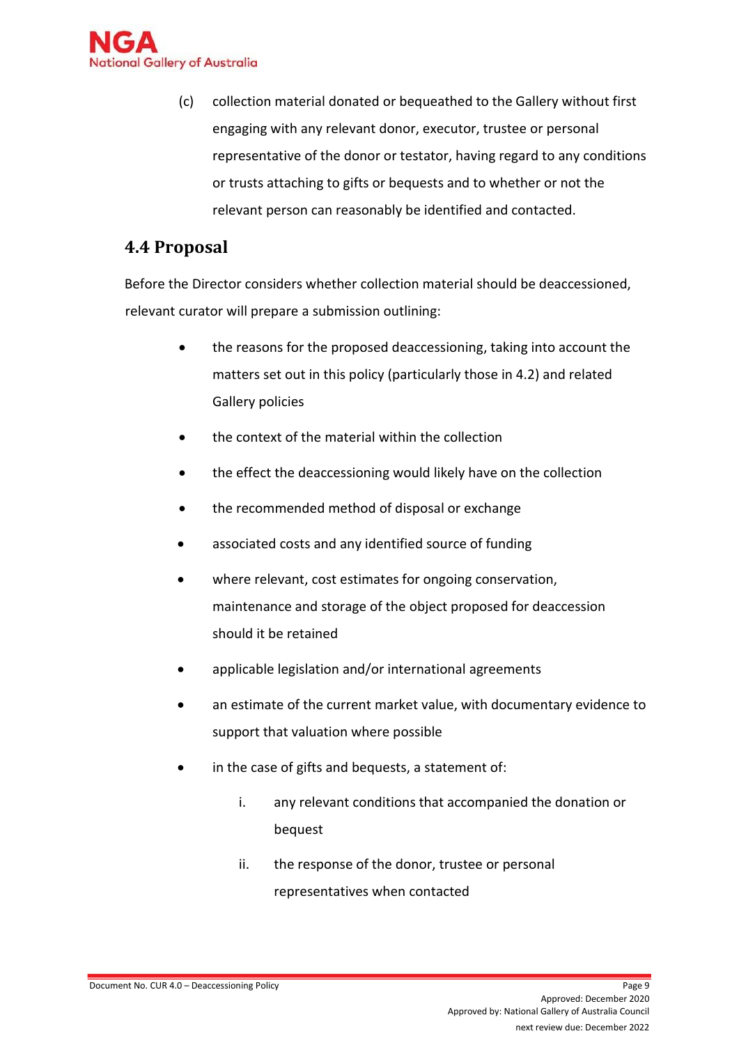(c) collection material donated or bequeathed to the Gallery without first engaging with any relevant donor, executor, trustee or personal representative of the donor or testator, having regard to any conditions or trusts attaching to gifts or bequests and to whether or not the relevant person can reasonably be identified and contacted.

## 4.4 Proposal

Before the Director considers whether collection material should be deaccessioned, relevant curator will prepare a submission outlining:

- the reasons for the proposed deaccessioning, taking into account the matters set out in this policy (particularly those in 4.2) and related Gallery policies
- the context of the material within the collection
- the effect the deaccessioning would likely have on the collection
- the recommended method of disposal or exchange
- associated costs and any identified source of funding
- where relevant, cost estimates for ongoing conservation, maintenance and storage of the object proposed for deaccession should it be retained
- applicable legislation and/or international agreements
- an estimate of the current market value, with documentary evidence to support that valuation where possible
- in the case of gifts and bequests, a statement of:
  i. any relevant conditions that accompanied the donation or bequest
  ii. the response of the donor, trustee or personal representatives when contacted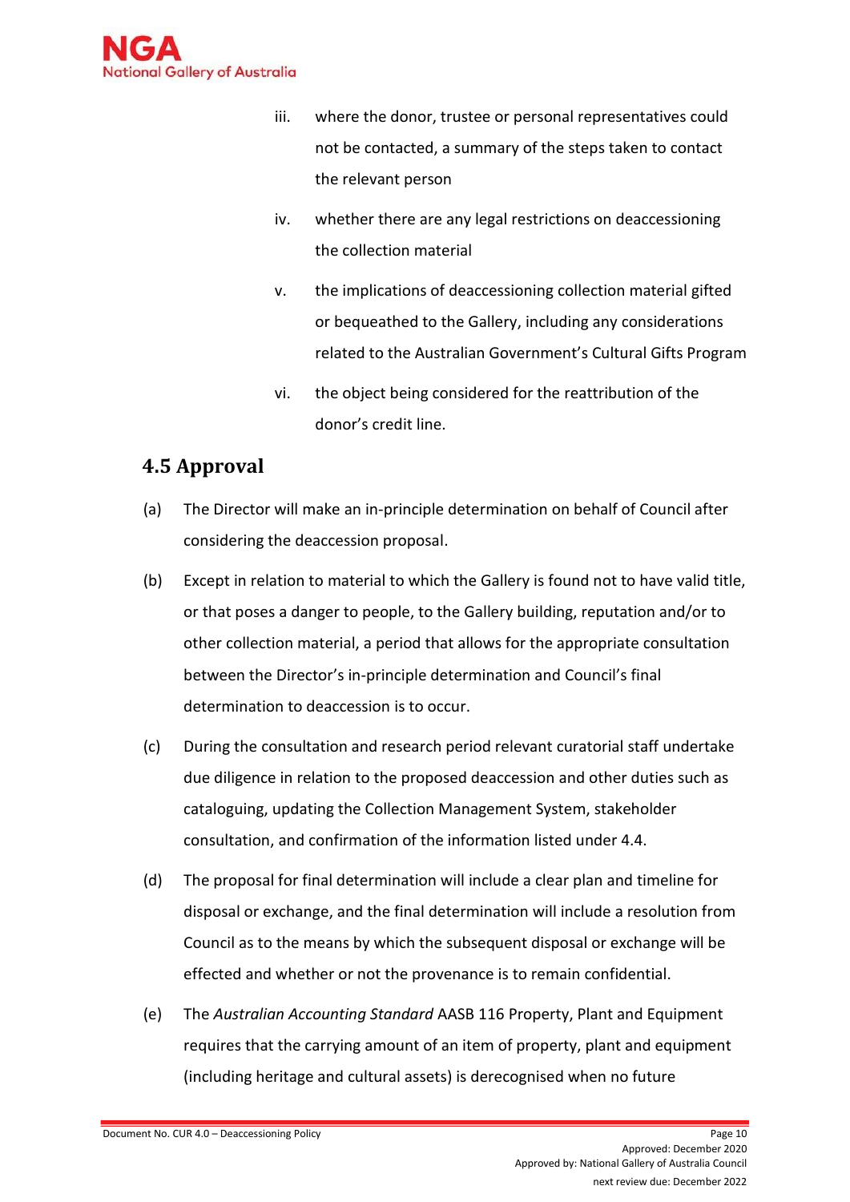iii. where the donor, trustee or personal representatives could not be contacted, a summary of the steps taken to contact the relevant person

iv. whether there are any legal restrictions on deaccessioning the collection material

v. the implications of deaccessioning collection material gifted or bequeathed to the Gallery, including any considerations related to the Australian Government's Cultural Gifts Program

vi. the object being considered for the reattribution of the donor's credit line.

## 4.5 Approval

(a) The Director will make an in-principle determination on behalf of Council after considering the deaccession proposal.

(b) Except in relation to material to which the Gallery is found not to have valid title, or that poses a danger to people, to the Gallery building, reputation and/or to other collection material, a period that allows for the appropriate consultation between the Director's in-principle determination and Council's final determination to deaccession is to occur.

(c) During the consultation and research period relevant curatorial staff undertake due diligence in relation to the proposed deaccession and other duties such as cataloguing, updating the Collection Management System, stakeholder consultation, and confirmation of the information listed under 4.4.

(d) The proposal for final determination will include a clear plan and timeline for disposal or exchange, and the final determination will include a resolution from Council as to the means by which the subsequent disposal or exchange will be effected and whether or not the provenance is to remain confidential.

(e) The *Australian Accounting Standard* AASB 116 Property, Plant and Equipment requires that the carrying amount of an item of property, plant and equipment (including heritage and cultural assets) is derecognised when no future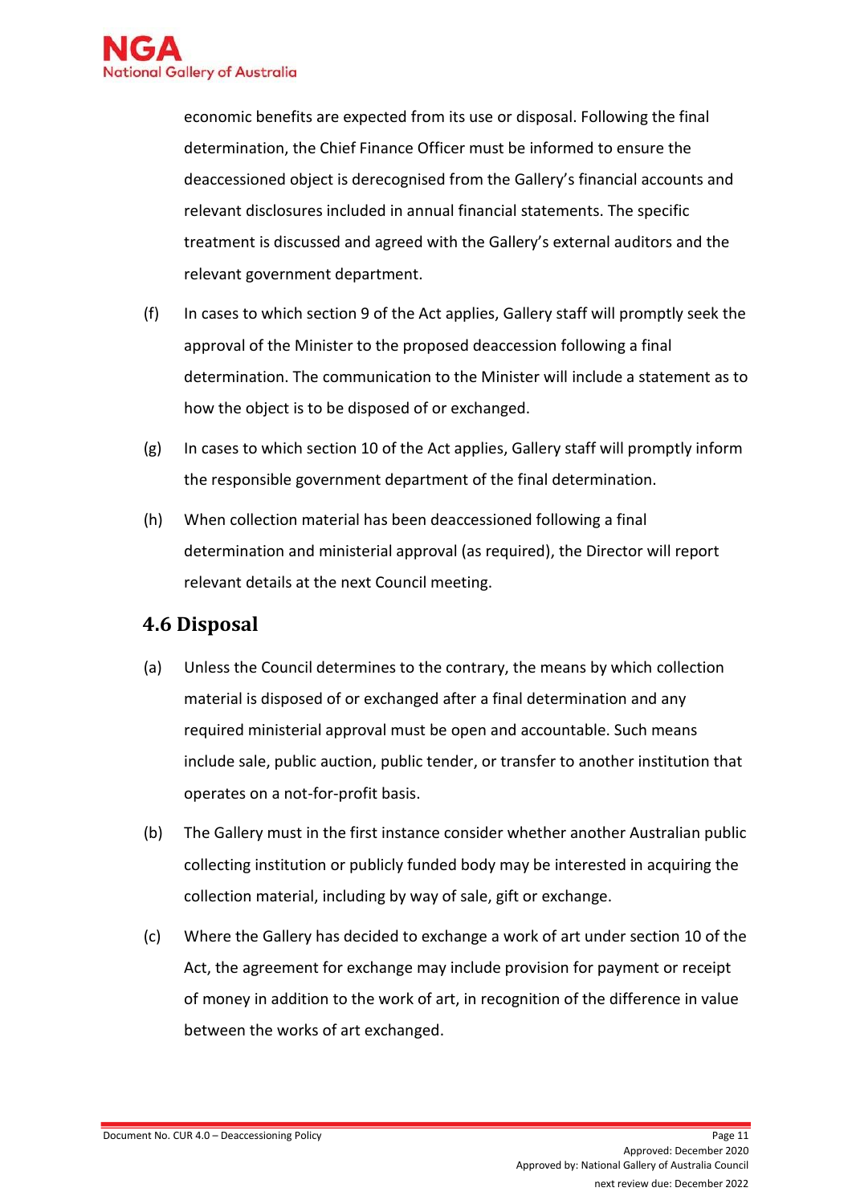economic benefits are expected from its use or disposal. Following the final determination, the Chief Finance Officer must be informed to ensure the deaccessioned object is derecognised from the Gallery's financial accounts and relevant disclosures included in annual financial statements. The specific treatment is discussed and agreed with the Gallery's external auditors and the relevant government department.

(f) In cases to which section 9 of the Act applies, Gallery staff will promptly seek the approval of the Minister to the proposed deaccession following a final determination. The communication to the Minister will include a statement as to how the object is to be disposed of or exchanged.

(g) In cases to which section 10 of the Act applies, Gallery staff will promptly inform the responsible government department of the final determination.

(h) When collection material has been deaccessioned following a final determination and ministerial approval (as required), the Director will report relevant details at the next Council meeting.

## 4.6 Disposal

(a) Unless the Council determines to the contrary, the means by which collection material is disposed of or exchanged after a final determination and any required ministerial approval must be open and accountable. Such means include sale, public auction, public tender, or transfer to another institution that operates on a not-for-profit basis.

(b) The Gallery must in the first instance consider whether another Australian public collecting institution or publicly funded body may be interested in acquiring the collection material, including by way of sale, gift or exchange.

(c) Where the Gallery has decided to exchange a work of art under section 10 of the Act, the agreement for exchange may include provision for payment or receipt of money in addition to the work of art, in recognition of the difference in value between the works of art exchanged.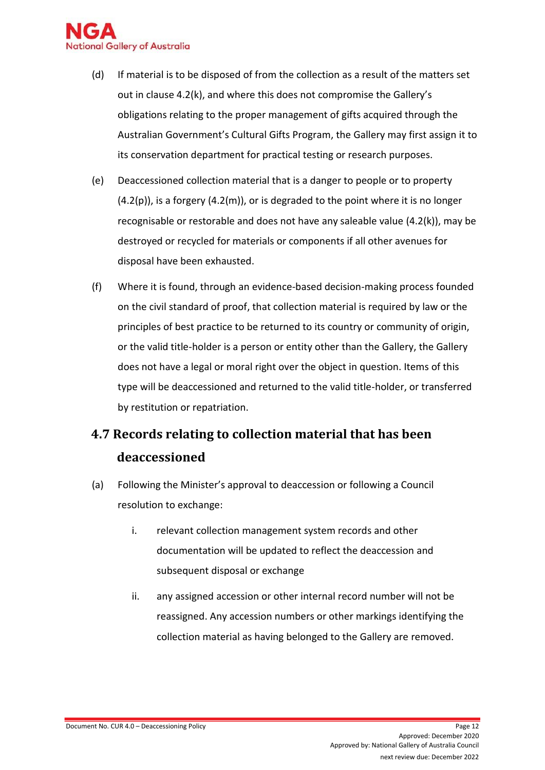(d) If material is to be disposed of from the collection as a result of the matters set out in clause 4.2(k), and where this does not compromise the Gallery's obligations relating to the proper management of gifts acquired through the Australian Government's Cultural Gifts Program, the Gallery may first assign it to its conservation department for practical testing or research purposes.

(e) Deaccessioned collection material that is a danger to people or to property (4.2(p)), is a forgery (4.2(m)), or is degraded to the point where it is no longer recognisable or restorable and does not have any saleable value (4.2(k)), may be destroyed or recycled for materials or components if all other avenues for disposal have been exhausted.

(f) Where it is found, through an evidence-based decision-making process founded on the civil standard of proof, that collection material is required by law or the principles of best practice to be returned to its country or community of origin, or the valid title-holder is a person or entity other than the Gallery, the Gallery does not have a legal or moral right over the object in question. Items of this type will be deaccessioned and returned to the valid title-holder, or transferred by restitution or repatriation.

## 4.7 Records relating to collection material that has been deaccessioned

(a) Following the Minister's approval to deaccession or following a Council resolution to exchange:

   i. relevant collection management system records and other documentation will be updated to reflect the deaccession and subsequent disposal or exchange

   ii. any assigned accession or other internal record number will not be reassigned. Any accession numbers or other markings identifying the collection material as having belonged to the Gallery are removed.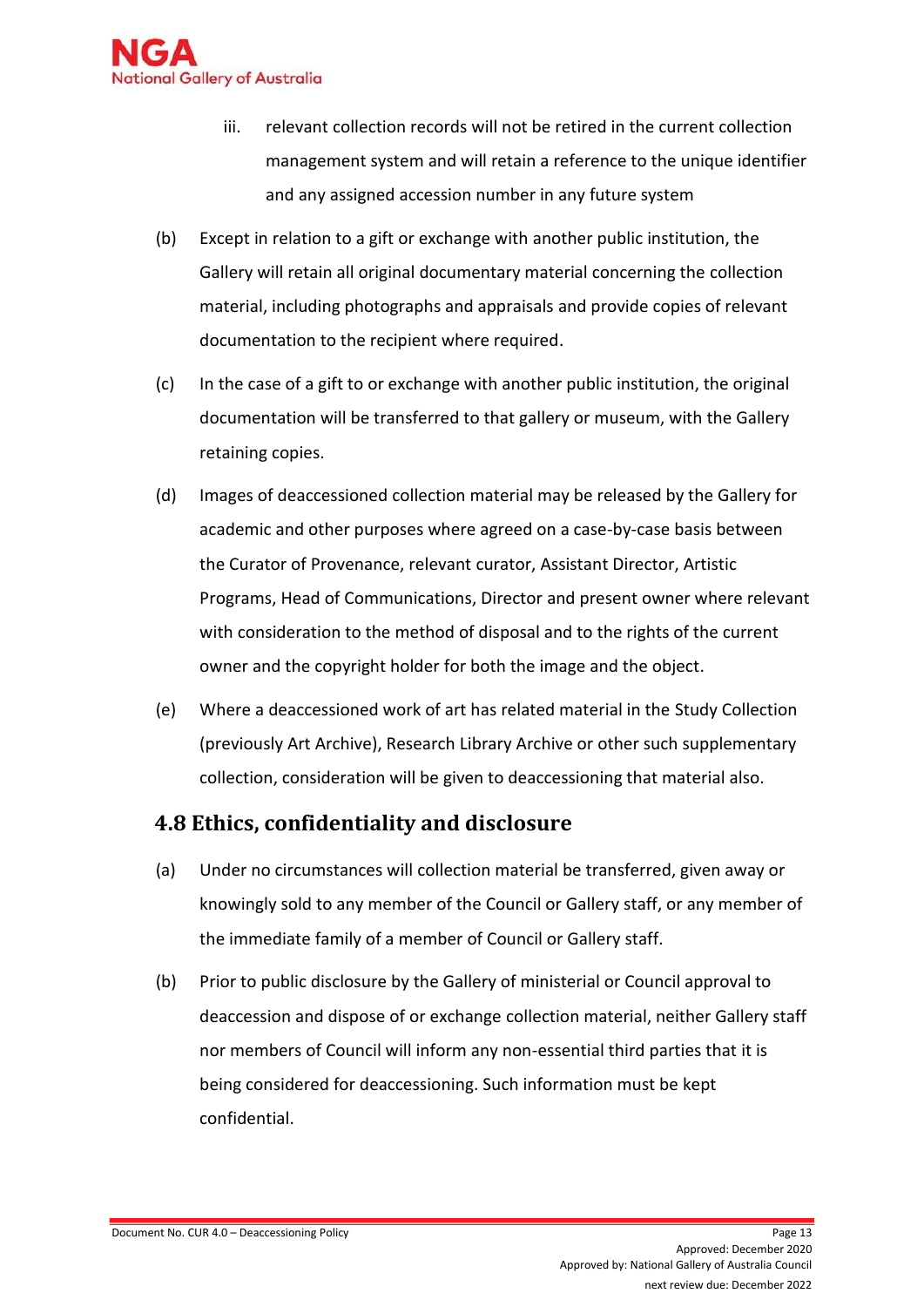iii. relevant collection records will not be retired in the current collection management system and will retain a reference to the unique identifier and any assigned accession number in any future system

(b) Except in relation to a gift or exchange with another public institution, the Gallery will retain all original documentary material concerning the collection material, including photographs and appraisals and provide copies of relevant documentation to the recipient where required.

(c) In the case of a gift to or exchange with another public institution, the original documentation will be transferred to that gallery or museum, with the Gallery retaining copies.

(d) Images of deaccessioned collection material may be released by the Gallery for academic and other purposes where agreed on a case-by-case basis between the Curator of Provenance, relevant curator, Assistant Director, Artistic Programs, Head of Communications, Director and present owner where relevant with consideration to the method of disposal and to the rights of the current owner and the copyright holder for both the image and the object.

(e) Where a deaccessioned work of art has related material in the Study Collection (previously Art Archive), Research Library Archive or other such supplementary collection, consideration will be given to deaccessioning that material also.

## 4.8 Ethics, confidentiality and disclosure

(a) Under no circumstances will collection material be transferred, given away or knowingly sold to any member of the Council or Gallery staff, or any member of the immediate family of a member of Council or Gallery staff.

(b) Prior to public disclosure by the Gallery of ministerial or Council approval to deaccession and dispose of or exchange collection material, neither Gallery staff nor members of Council will inform any non-essential third parties that it is being considered for deaccessioning. Such information must be kept confidential.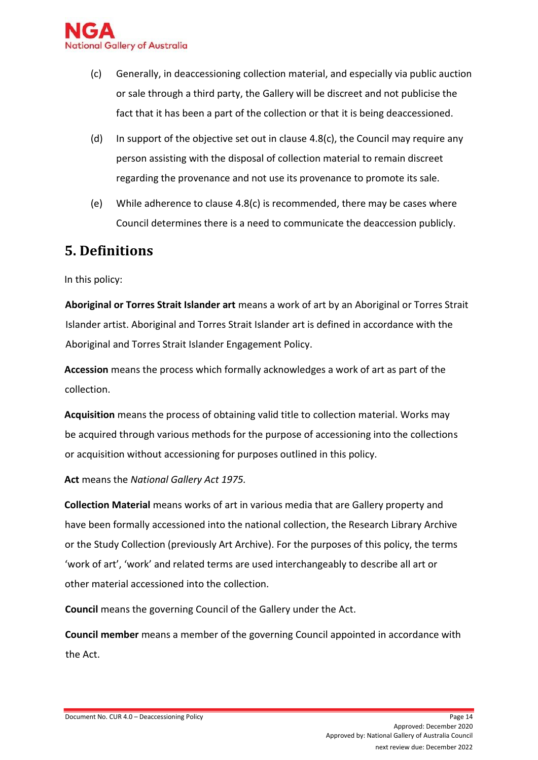(c) Generally, in deaccessioning collection material, and especially via public auction or sale through a third party, the Gallery will be discreet and not publicise the fact that it has been a part of the collection or that it is being deaccessioned.

(d) In support of the objective set out in clause 4.8(c), the Council may require any person assisting with the disposal of collection material to remain discreet regarding the provenance and not use its provenance to promote its sale.

(e) While adherence to clause 4.8(c) is recommended, there may be cases where Council determines there is a need to communicate the deaccession publicly.

## 5. Definitions

In this policy:

**Aboriginal or Torres Strait Islander art** means a work of art by an Aboriginal or Torres Strait Islander artist. Aboriginal and Torres Strait Islander art is defined in accordance with the Aboriginal and Torres Strait Islander Engagement Policy.

**Accession** means the process which formally acknowledges a work of art as part of the collection.

**Acquisition** means the process of obtaining valid title to collection material. Works may be acquired through various methods for the purpose of accessioning into the collections or acquisition without accessioning for purposes outlined in this policy.

**Act** means the *National Gallery Act 1975.*

**Collection Material** means works of art in various media that are Gallery property and have been formally accessioned into the national collection, the Research Library Archive or the Study Collection (previously Art Archive). For the purposes of this policy, the terms 'work of art', 'work' and related terms are used interchangeably to describe all art or other material accessioned into the collection.

**Council** means the governing Council of the Gallery under the Act.

**Council member** means a member of the governing Council appointed in accordance with the Act.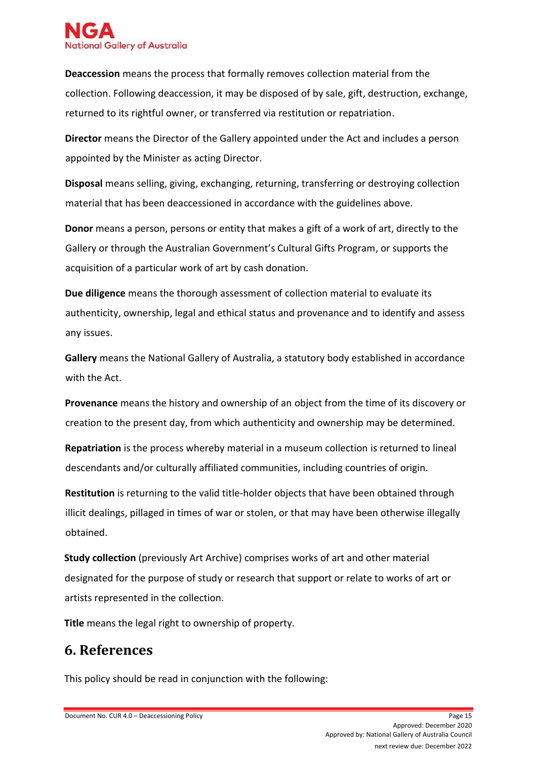**Deaccession** means the process that formally removes collection material from the collection. Following deaccession, it may be disposed of by sale, gift, destruction, exchange, returned to its rightful owner, or transferred via restitution or repatriation.

**Director** means the Director of the Gallery appointed under the Act and includes a person appointed by the Minister as acting Director.

**Disposal** means selling, giving, exchanging, returning, transferring or destroying collection material that has been deaccessioned in accordance with the guidelines above.

**Donor** means a person, persons or entity that makes a gift of a work of art, directly to the Gallery or through the Australian Government's Cultural Gifts Program, or supports the acquisition of a particular work of art by cash donation.

**Due diligence** means the thorough assessment of collection material to evaluate its authenticity, ownership, legal and ethical status and provenance and to identify and assess any issues.

**Gallery** means the National Gallery of Australia, a statutory body established in accordance with the Act.

**Provenance** means the history and ownership of an object from the time of its discovery or creation to the present day, from which authenticity and ownership may be determined.

**Repatriation** is the process whereby material in a museum collection is returned to lineal descendants and/or culturally affiliated communities, including countries of origin.

**Restitution** is returning to the valid title-holder objects that have been obtained through illicit dealings, pillaged in times of war or stolen, or that may have been otherwise illegally obtained.

**Study collection** (previously Art Archive) comprises works of art and other material designated for the purpose of study or research that support or relate to works of art or artists represented in the collection.

**Title** means the legal right to ownership of property.

## 6. References

This policy should be read in conjunction with the following: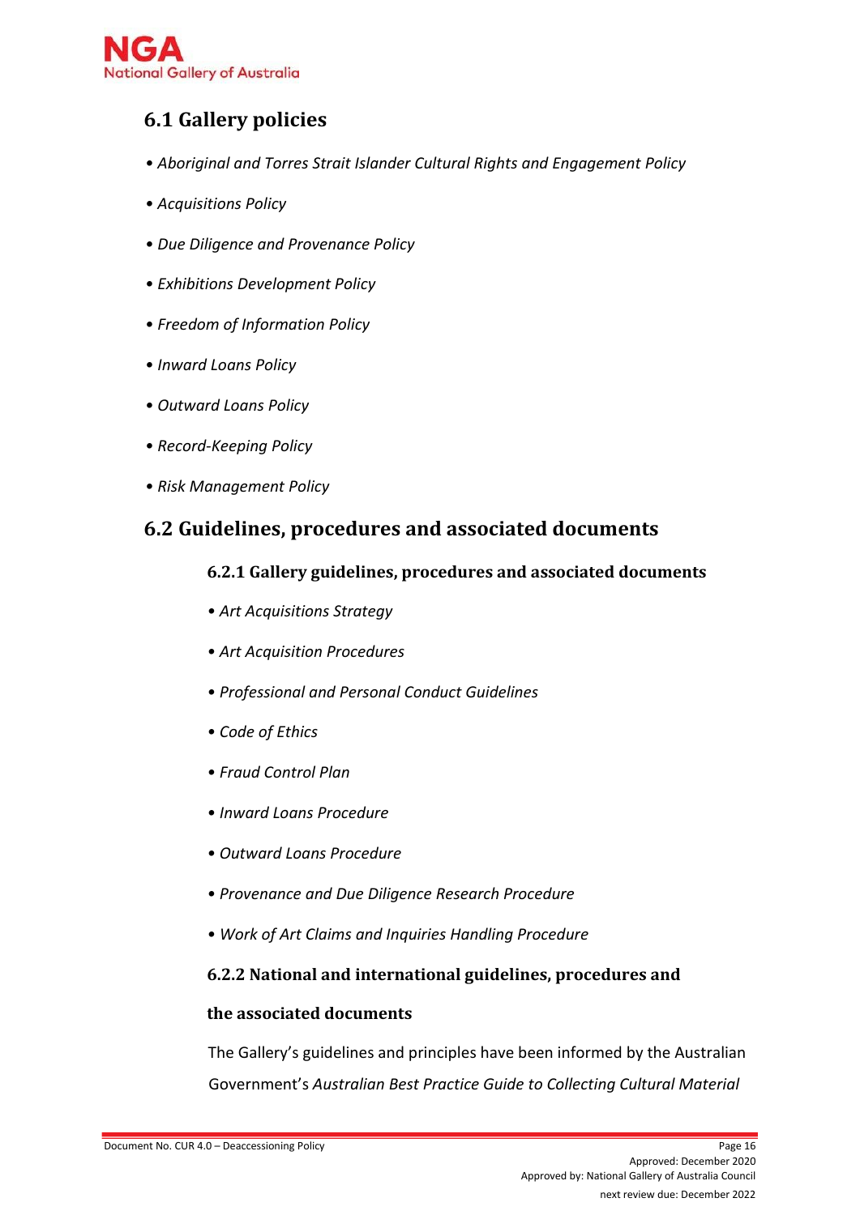## 6.1 Gallery policies

- *Aboriginal and Torres Strait Islander Cultural Rights and Engagement Policy*
- *Acquisitions Policy*
- *Due Diligence and Provenance Policy*
- *Exhibitions Development Policy*
- *Freedom of Information Policy*
- *Inward Loans Policy*
- *Outward Loans Policy*
- *Record-Keeping Policy*
- *Risk Management Policy*

## 6.2 Guidelines, procedures and associated documents

### 6.2.1 Gallery guidelines, procedures and associated documents

- *Art Acquisitions Strategy*
- *Art Acquisition Procedures*
- *Professional and Personal Conduct Guidelines*
- *Code of Ethics*
- *Fraud Control Plan*
- *Inward Loans Procedure*
- *Outward Loans Procedure*
- *Provenance and Due Diligence Research Procedure*
- *Work of Art Claims and Inquiries Handling Procedure*

### 6.2.2 National and international guidelines, procedures and the associated documents

The Gallery's guidelines and principles have been informed by the Australian Government's *Australian Best Practice Guide to Collecting Cultural Material*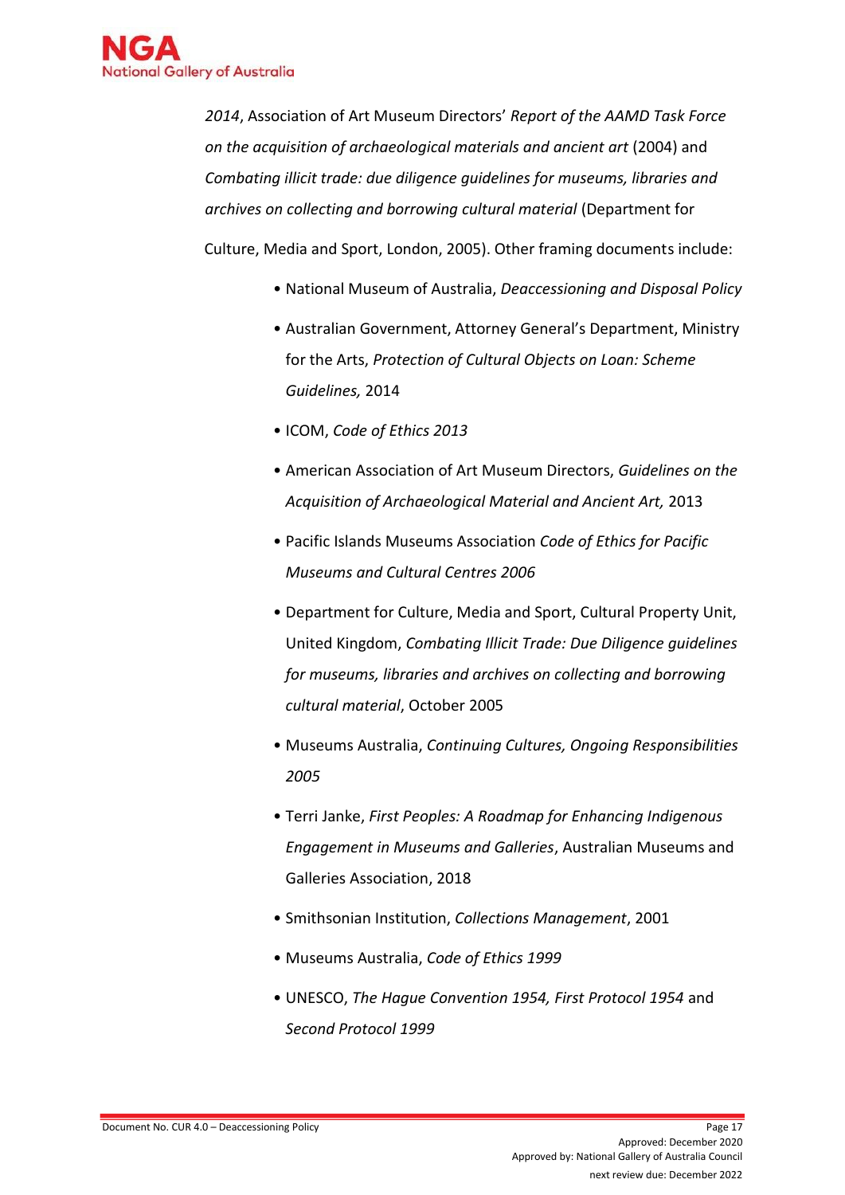*2014*, Association of Art Museum Directors' *Report of the AAMD Task Force on the acquisition of archaeological materials and ancient art* (2004) and *Combating illicit trade: due diligence guidelines for museums, libraries and archives on collecting and borrowing cultural material* (Department for Culture, Media and Sport, London, 2005). Other framing documents include:

- National Museum of Australia, *Deaccessioning and Disposal Policy*
- Australian Government, Attorney General's Department, Ministry for the Arts, *Protection of Cultural Objects on Loan: Scheme Guidelines,* 2014
- ICOM, *Code of Ethics 2013*
- American Association of Art Museum Directors, *Guidelines on the Acquisition of Archaeological Material and Ancient Art,* 2013
- Pacific Islands Museums Association *Code of Ethics for Pacific Museums and Cultural Centres 2006*
- Department for Culture, Media and Sport, Cultural Property Unit, United Kingdom, *Combating Illicit Trade: Due Diligence guidelines for museums, libraries and archives on collecting and borrowing cultural material*, October 2005
- Museums Australia, *Continuing Cultures, Ongoing Responsibilities 2005*
- Terri Janke, *First Peoples: A Roadmap for Enhancing Indigenous Engagement in Museums and Galleries*, Australian Museums and Galleries Association, 2018
- Smithsonian Institution, *Collections Management*, 2001
- Museums Australia, *Code of Ethics 1999*
- UNESCO, *The Hague Convention 1954, First Protocol 1954* and *Second Protocol 1999*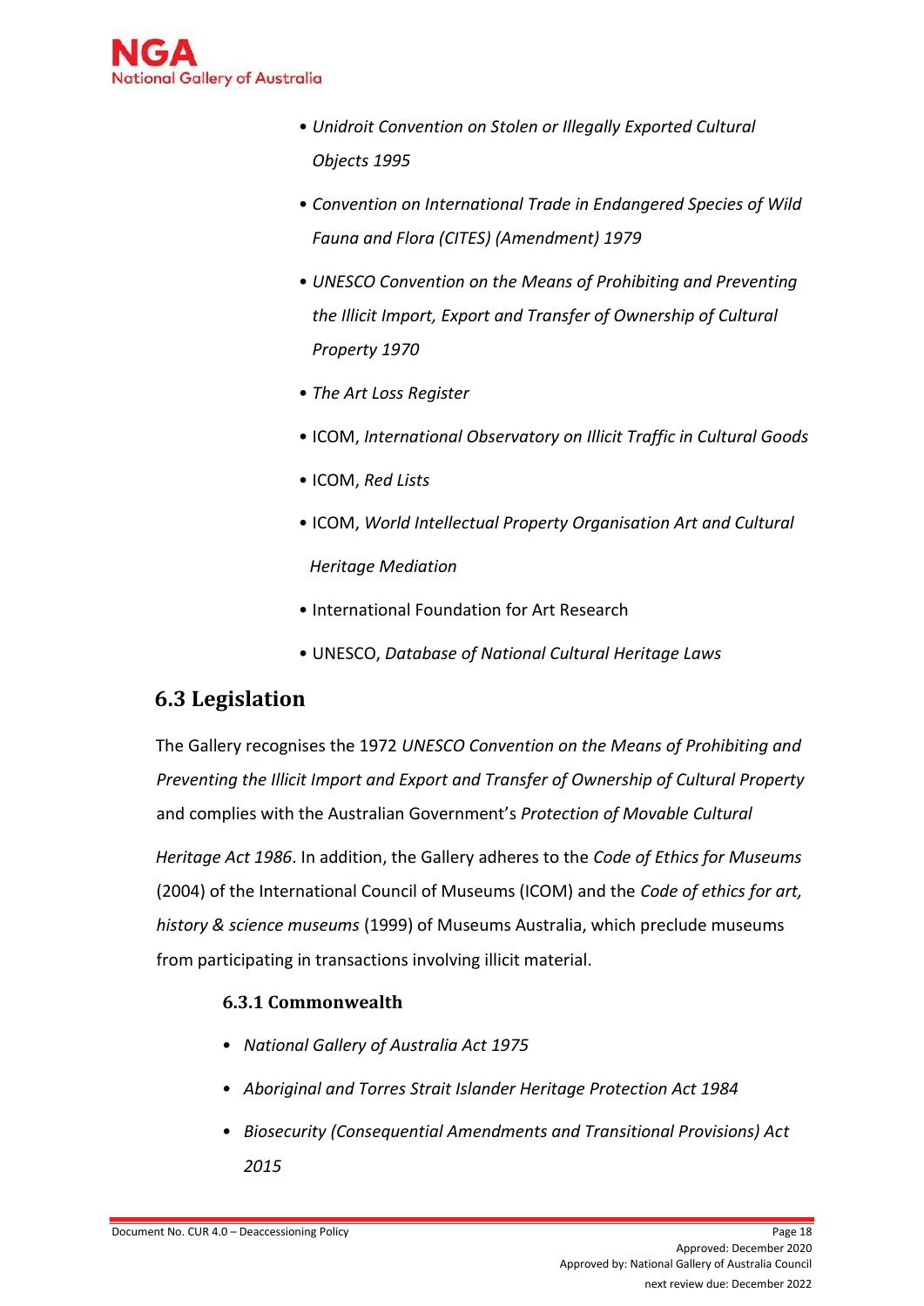- *Unidroit Convention on Stolen or Illegally Exported Cultural Objects 1995*
- *Convention on International Trade in Endangered Species of Wild Fauna and Flora (CITES) (Amendment) 1979*
- *UNESCO Convention on the Means of Prohibiting and Preventing the Illicit Import, Export and Transfer of Ownership of Cultural Property 1970*
- *The Art Loss Register*
- ICOM, *International Observatory on Illicit Traffic in Cultural Goods*
- ICOM, *Red Lists*
- ICOM, *World Intellectual Property Organisation Art and Cultural Heritage Mediation*
- International Foundation for Art Research
- UNESCO, *Database of National Cultural Heritage Laws*

## 6.3 Legislation

The Gallery recognises the 1972 *UNESCO Convention on the Means of Prohibiting and Preventing the Illicit Import and Export and Transfer of Ownership of Cultural Property* and complies with the Australian Government's *Protection of Movable Cultural Heritage Act 1986*. In addition, the Gallery adheres to the *Code of Ethics for Museums* (2004) of the International Council of Museums (ICOM) and the *Code of ethics for art, history & science museums* (1999) of Museums Australia, which preclude museums from participating in transactions involving illicit material.

### 6.3.1 Commonwealth

- *National Gallery of Australia Act 1975*
- *Aboriginal and Torres Strait Islander Heritage Protection Act 1984*
- *Biosecurity (Consequential Amendments and Transitional Provisions) Act 2015*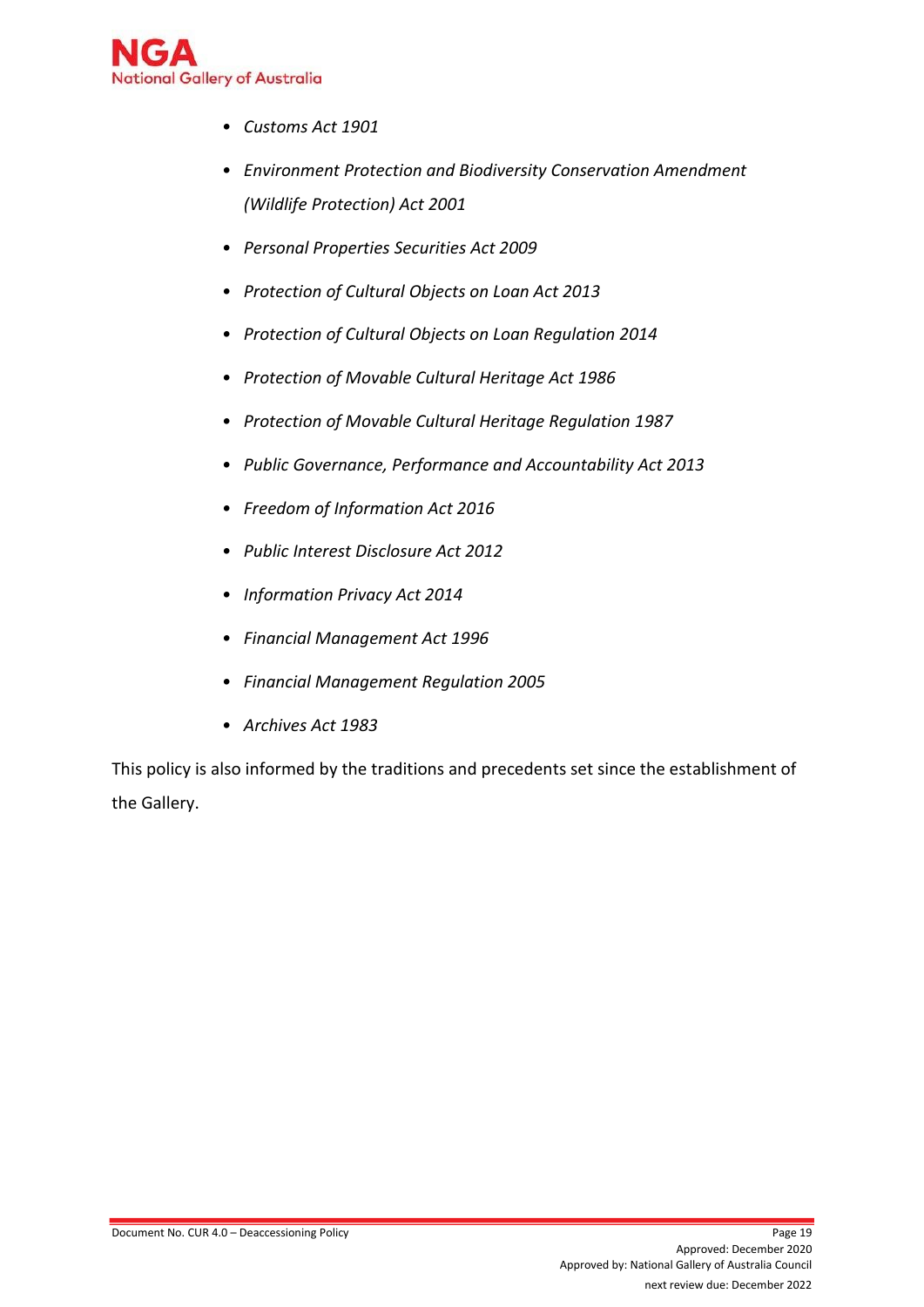- *Customs Act 1901*
- *Environment Protection and Biodiversity Conservation Amendment (Wildlife Protection) Act 2001*
- *Personal Properties Securities Act 2009*
- *Protection of Cultural Objects on Loan Act 2013*
- *Protection of Cultural Objects on Loan Regulation 2014*
- *Protection of Movable Cultural Heritage Act 1986*
- *Protection of Movable Cultural Heritage Regulation 1987*
- *Public Governance, Performance and Accountability Act 2013*
- *Freedom of Information Act 2016*
- *Public Interest Disclosure Act 2012*
- *Information Privacy Act 2014*
- *Financial Management Act 1996*
- *Financial Management Regulation 2005*
- *Archives Act 1983*

This policy is also informed by the traditions and precedents set since the establishment of the Gallery.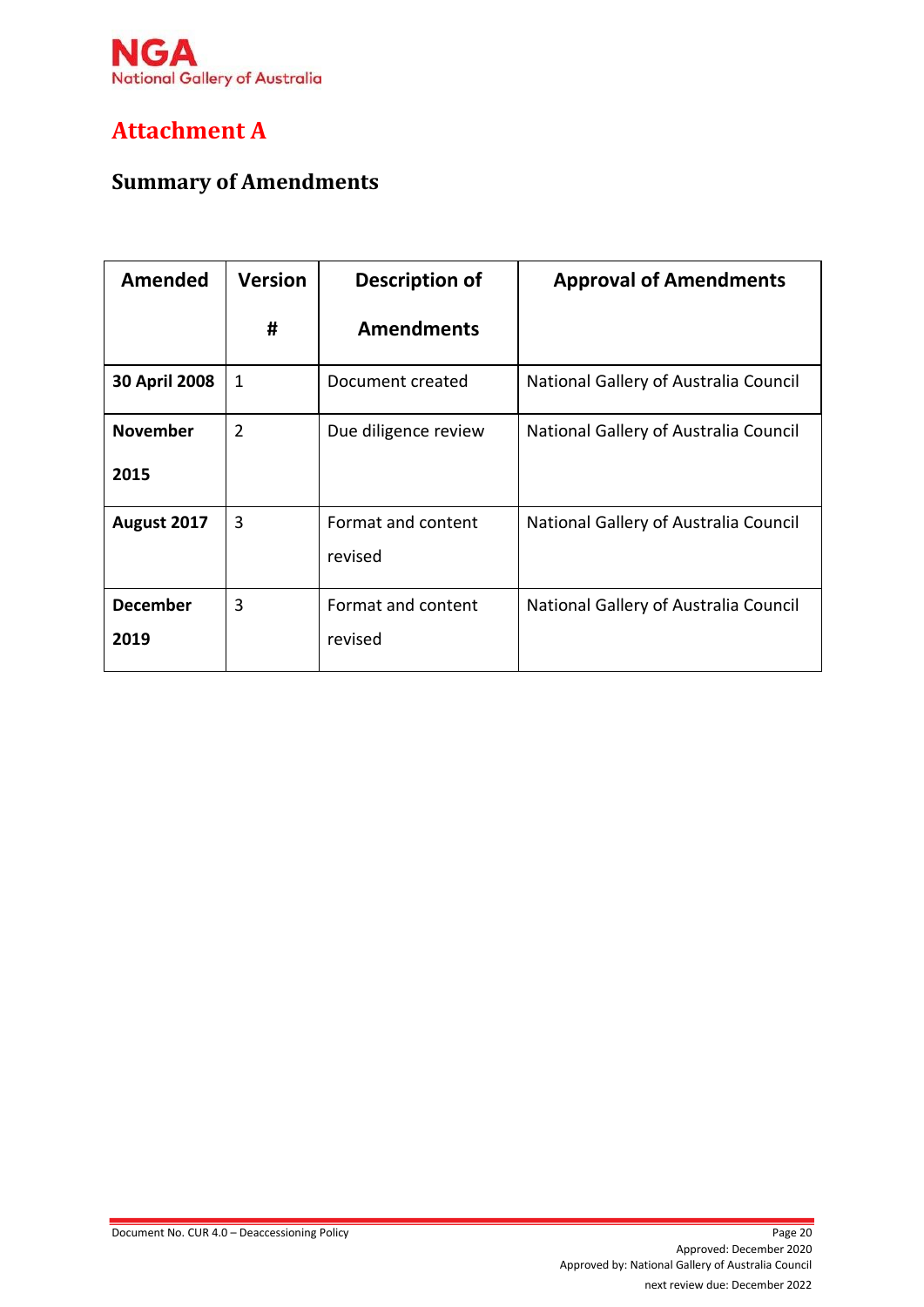# Attachment A

## Summary of Amendments

| Amended | Version # | Description of Amendments | Approval of Amendments |
|---|---|---|---|
| **30 April 2008** | 1 | Document created | National Gallery of Australia Council |
| **November 2015** | 2 | Due diligence review | National Gallery of Australia Council |
| **August 2017** | 3 | Format and content revised | National Gallery of Australia Council |
| **December 2019** | 3 | Format and content revised | National Gallery of Australia Council |